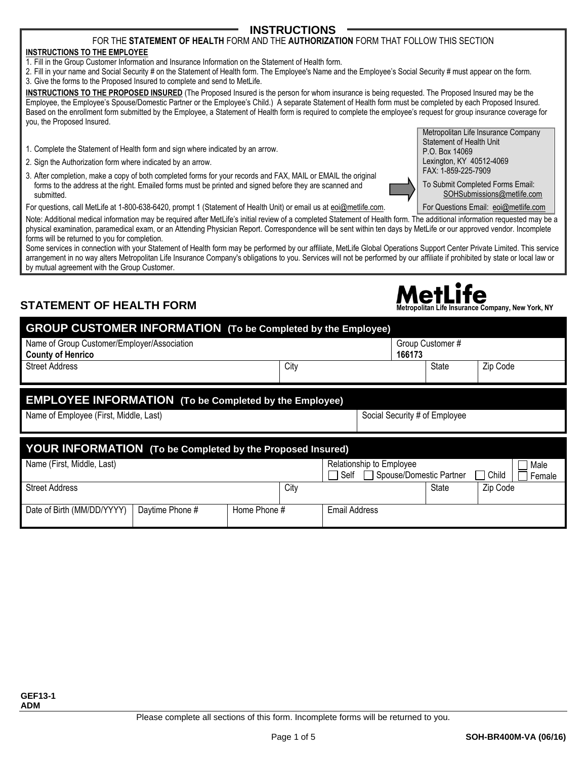## INSTRUCTIONS

FOR THE **STATEMENT OF HEALTH** FORM AND THE **AUTHORIZATION** FORM THAT FOLLOW THIS SECTION

**INSTRUCTIONS TO THE EMPLOYEE**

1. Fill in the Group Customer Information and Insurance Information on the Statement of Health form.
2. Fill in your name and Social Security # on the Statement of Health form. The Employee's Name and the Employee's Social Security # must appear on the form.
3. Give the forms to the Proposed Insured to complete and send to MetLife.

**INSTRUCTIONS TO THE PROPOSED INSURED** (The Proposed Insured is the person for whom insurance is being requested. The Proposed Insured may be the Employee, the Employee's Spouse/Domestic Partner or the Employee's Child.) A separate Statement of Health form must be completed by each Proposed Insured. Based on the enrollment form submitted by the Employee, a Statement of Health form is required to complete the employee's request for group insurance coverage for you, the Proposed Insured.

1. Complete the Statement of Health form and sign where indicated by an arrow.
2. Sign the Authorization form where indicated by an arrow.
3. After completion, make a copy of both completed forms for your records and FAX, MAIL or EMAIL the original forms to the address at the right. Emailed forms must be printed and signed before they are scanned and submitted.

Metropolitan Life Insurance Company
Statement of Health Unit
P.O. Box 14069
Lexington, KY 40512-4069
FAX: 1-859-225-7909

To Submit Completed Forms Email: SOHSubmissions@metlife.com

For Questions Email: eoi@metlife.com

For questions, call MetLife at 1-800-638-6420, prompt 1 (Statement of Health Unit) or email us at eoi@metlife.com.

Note: Additional medical information may be required after MetLife's initial review of a completed Statement of Health form. The additional information requested may be a physical examination, paramedical exam, or an Attending Physician Report. Correspondence will be sent within ten days by MetLife or our approved vendor. Incomplete forms will be returned to you for completion.

Some services in connection with your Statement of Health form may be performed by our affiliate, MetLife Global Operations Support Center Private Limited. This service arrangement in no way alters Metropolitan Life Insurance Company's obligations to you. Services will not be performed by our affiliate if prohibited by state or local law or by mutual agreement with the Group Customer.

## STATEMENT OF HEALTH FORM

**MetLife**
Metropolitan Life Insurance Company, New York, NY

### GROUP CUSTOMER INFORMATION (To be Completed by the Employee)

| Name of Group Customer/Employer/Association | | | Group Customer # |
|---|---|---|---|
| **County of Henrico** | | | **166173** |
| Street Address | City | State | Zip Code |
| | | | |

### EMPLOYEE INFORMATION (To be Completed by the Employee)

| Name of Employee (First, Middle, Last) | Social Security # of Employee |
|---|---|
| | |

### YOUR INFORMATION (To be Completed by the Proposed Insured)

| Name (First, Middle, Last) | | | Relationship to Employee ☐ Self ☐ Spouse/Domestic Partner ☐ Child | | ☐ Male ☐ Female |
|---|---|---|---|---|---|
| Street Address | | City | | State | Zip Code |
| Date of Birth (MM/DD/YYYY) | Daytime Phone # | Home Phone # | Email Address | | |

GEF13-1
ADM

Please complete all sections of this form. Incomplete forms will be returned to you.

SOH-BR400M-VA (06/16)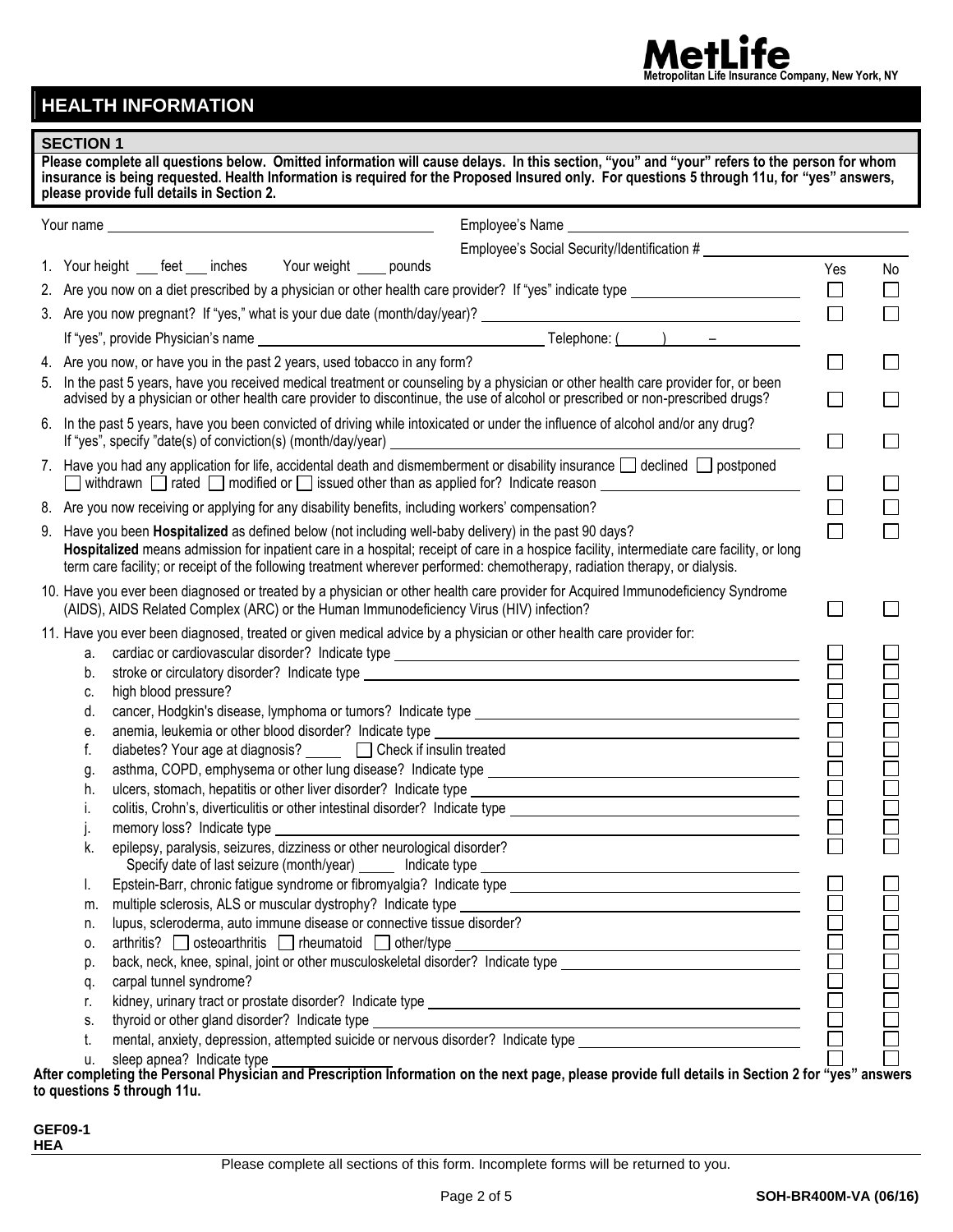**MetLife**
Metropolitan Life Insurance Company, New York, NY

# HEALTH INFORMATION

## SECTION 1

**Please complete all questions below. Omitted information will cause delays. In this section, "you" and "your" refers to the person for whom insurance is being requested. Health Information is required for the Proposed Insured only. For questions 5 through 11u, for "yes" answers, please provide full details in Section 2.**

Your name ______________________ Employee's Name ______________________

Employee's Social Security/Identification # ______________________

| Question | Yes | No |
|---|---|---|
| 1. Your height ___ feet ___ inches Your weight ____ pounds | | |
| 2. Are you now on a diet prescribed by a physician or other health care provider? If "yes" indicate type ______________ | ☐ | ☐ |
| 3. Are you now pregnant? If "yes," what is your due date (month/day/year)? ______________ | ☐ | ☐ |
| If "yes", provide Physician's name ______________ Telephone: (____) ____ – ____ | | |
| 4. Are you now, or have you in the past 2 years, used tobacco in any form? | ☐ | ☐ |
| 5. In the past 5 years, have you received medical treatment or counseling by a physician or other health care provider for, or been advised by a physician or other health care provider to discontinue, the use of alcohol or prescribed or non-prescribed drugs? | ☐ | ☐ |
| 6. In the past 5 years, have you been convicted of driving while intoxicated or under the influence of alcohol and/or any drug? If "yes", specify "date(s) of conviction(s) (month/day/year) ______________ | ☐ | ☐ |
| 7. Have you had any application for life, accidental death and dismemberment or disability insurance ☐ declined ☐ postponed ☐ withdrawn ☐ rated ☐ modified or ☐ issued other than as applied for? Indicate reason ______________ | ☐ | ☐ |
| 8. Are you now receiving or applying for any disability benefits, including workers' compensation? | ☐ | ☐ |
| 9. Have you been **Hospitalized** as defined below (not including well-baby delivery) in the past 90 days? **Hospitalized** means admission for inpatient care in a hospital; receipt of care in a hospice facility, intermediate care facility, or long term care facility; or receipt of the following treatment wherever performed: chemotherapy, radiation therapy, or dialysis. | ☐ | ☐ |
| 10. Have you ever been diagnosed or treated by a physician or other health care provider for Acquired Immunodeficiency Syndrome (AIDS), AIDS Related Complex (ARC) or the Human Immunodeficiency Virus (HIV) infection? | ☐ | ☐ |
| 11. Have you ever been diagnosed, treated or given medical advice by a physician or other health care provider for: | | |
| a. cardiac or cardiovascular disorder? Indicate type ______________ | ☐ | ☐ |
| b. stroke or circulatory disorder? Indicate type ______________ | ☐ | ☐ |
| c. high blood pressure? | ☐ | ☐ |
| d. cancer, Hodgkin's disease, lymphoma or tumors? Indicate type ______________ | ☐ | ☐ |
| e. anemia, leukemia or other blood disorder? Indicate type ______________ | ☐ | ☐ |
| f. diabetes? Your age at diagnosis? _____ ☐ Check if insulin treated | ☐ | ☐ |
| g. asthma, COPD, emphysema or other lung disease? Indicate type ______________ | ☐ | ☐ |
| h. ulcers, stomach, hepatitis or other liver disorder? Indicate type ______________ | ☐ | ☐ |
| i. colitis, Crohn's, diverticulitis or other intestinal disorder? Indicate type ______________ | ☐ | ☐ |
| j. memory loss? Indicate type ______________ | ☐ | ☐ |
| k. epilepsy, paralysis, seizures, dizziness or other neurological disorder? Specify date of last seizure (month/year) _____ Indicate type ______________ | ☐ | ☐ |
| l. Epstein-Barr, chronic fatigue syndrome or fibromyalgia? Indicate type ______________ | ☐ | ☐ |
| m. multiple sclerosis, ALS or muscular dystrophy? Indicate type ______________ | ☐ | ☐ |
| n. lupus, scleroderma, auto immune disease or connective tissue disorder? | ☐ | ☐ |
| o. arthritis? ☐ osteoarthritis ☐ rheumatoid ☐ other/type ______________ | ☐ | ☐ |
| p. back, neck, knee, spinal, joint or other musculoskeletal disorder? Indicate type ______________ | ☐ | ☐ |
| q. carpal tunnel syndrome? | ☐ | ☐ |
| r. kidney, urinary tract or prostate disorder? Indicate type ______________ | ☐ | ☐ |
| s. thyroid or other gland disorder? Indicate type ______________ | ☐ | ☐ |
| t. mental, anxiety, depression, attempted suicide or nervous disorder? Indicate type ______________ | ☐ | ☐ |
| u. sleep apnea? Indicate type ______________ | ☐ | ☐ |

**After completing the Personal Physician and Prescription Information on the next page, please provide full details in Section 2 for "yes" answers to questions 5 through 11u.**

**GEF09-1**
**HEA**

Please complete all sections of this form. Incomplete forms will be returned to you.

**SOH-BR400M-VA (06/16)**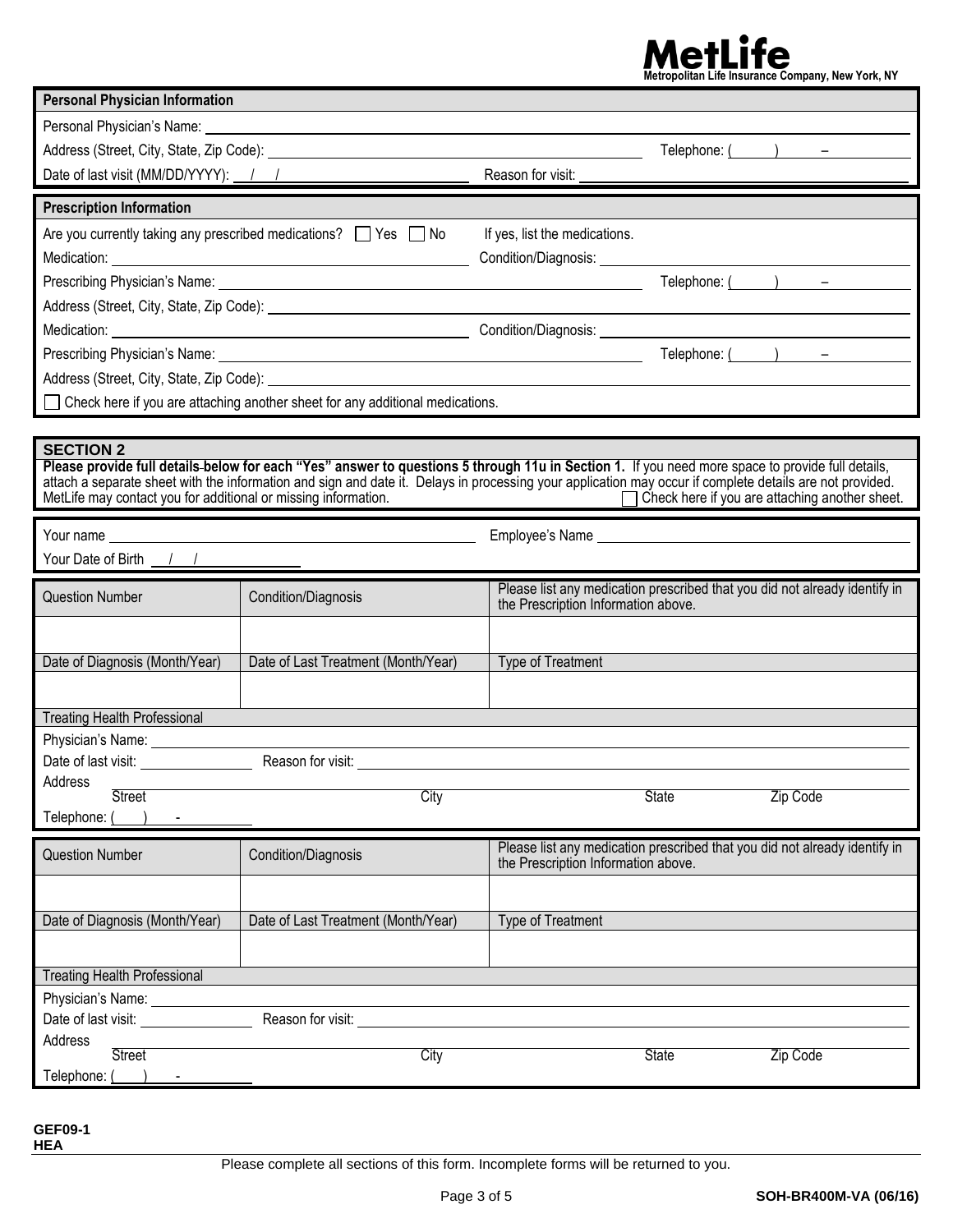**MetLife**
Metropolitan Life Insurance Company, New York, NY

## Personal Physician Information

Personal Physician's Name: ______________________________

Address (Street, City, State, Zip Code): ______________________________ Telephone: (____) ____ – ________

Date of last visit (MM/DD/YYYY): ___/___/______ Reason for visit: ______________________________

## Prescription Information

Are you currently taking any prescribed medications? ☐ Yes ☐ No If yes, list the medications.

Medication: ______________________________ Condition/Diagnosis: ______________________________

Prescribing Physician's Name: ______________________________ Telephone: (____) ____ – ________

Address (Street, City, State, Zip Code): ______________________________

Medication: ______________________________ Condition/Diagnosis: ______________________________

Prescribing Physician's Name: ______________________________ Telephone: (____) ____ – ________

Address (Street, City, State, Zip Code): ______________________________

☐ Check here if you are attaching another sheet for any additional medications.

## SECTION 2

**Please provide full details below for each "Yes" answer to questions 5 through 11u in Section 1.** If you need more space to provide full details, attach a separate sheet with the information and sign and date it. Delays in processing your application may occur if complete details are not provided. MetLife may contact you for additional or missing information. ☐ Check here if you are attaching another sheet.

Your name ______________________________ Employee's Name ______________________________

Your Date of Birth ___/___/______

| Question Number | Condition/Diagnosis | Please list any medication prescribed that you did not already identify in the Prescription Information above. |
|---|---|---|
| | | |
| Date of Diagnosis (Month/Year) | Date of Last Treatment (Month/Year) | Type of Treatment |
| | | |

Treating Health Professional

Physician's Name: ______________________________

Date of last visit: ____________ Reason for visit: ______________________________

Address ______________________________
Street City State Zip Code

Telephone: (____) ____ - ________

| Question Number | Condition/Diagnosis | Please list any medication prescribed that you did not already identify in the Prescription Information above. |
|---|---|---|
| | | |
| Date of Diagnosis (Month/Year) | Date of Last Treatment (Month/Year) | Type of Treatment |
| | | |

Treating Health Professional

Physician's Name: ______________________________

Date of last visit: ____________ Reason for visit: ______________________________

Address ______________________________
Street City State Zip Code

Telephone: (____) ____ - ________

GEF09-1
HEA

Please complete all sections of this form. Incomplete forms will be returned to you.

SOH-BR400M-VA (06/16)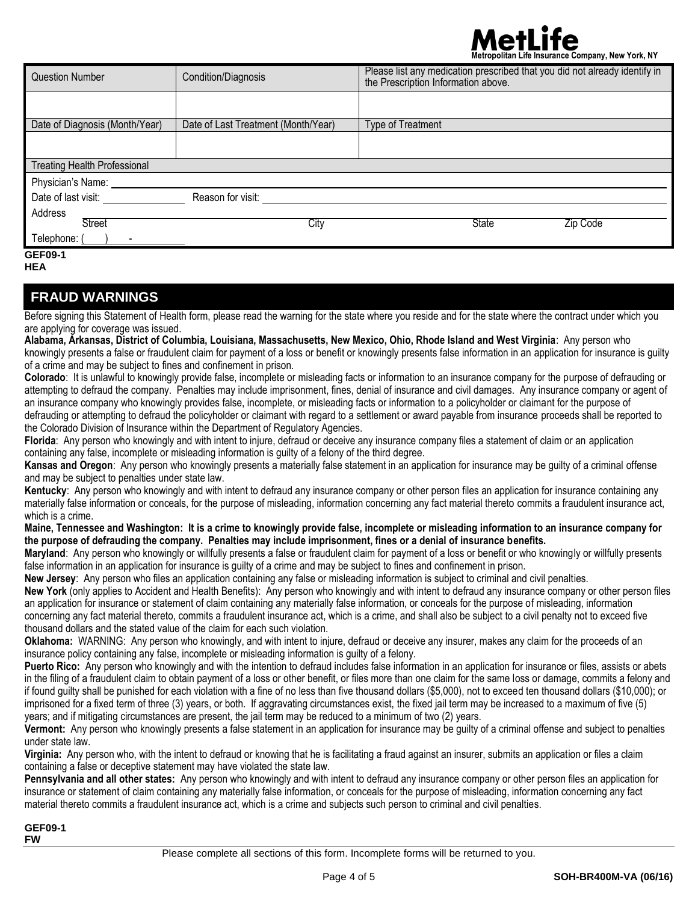**MetLife**
**Metropolitan Life Insurance Company, New York, NY**

| Question Number | Condition/Diagnosis | Please list any medication prescribed that you did not already identify in the Prescription Information above. |
| --- | --- | --- |
| | | |
| Date of Diagnosis (Month/Year) | Date of Last Treatment (Month/Year) | Type of Treatment |
| | | |

**Treating Health Professional**

Physician's Name: ______________________________

Date of last visit: ______________ Reason for visit: ______________________________

Address ______________________________
Street City State Zip Code

Telephone: (____) ____-________

**GEF09-1**
**HEA**

## FRAUD WARNINGS

Before signing this Statement of Health form, please read the warning for the state where you reside and for the state where the contract under which you are applying for coverage was issued.

**Alabama, Arkansas, District of Columbia, Louisiana, Massachusetts, New Mexico, Ohio, Rhode Island and West Virginia**: Any person who knowingly presents a false or fraudulent claim for payment of a loss or benefit or knowingly presents false information in an application for insurance is guilty of a crime and may be subject to fines and confinement in prison.

**Colorado**: It is unlawful to knowingly provide false, incomplete or misleading facts or information to an insurance company for the purpose of defrauding or attempting to defraud the company. Penalties may include imprisonment, fines, denial of insurance and civil damages. Any insurance company or agent of an insurance company who knowingly provides false, incomplete, or misleading facts or information to a policyholder or claimant for the purpose of defrauding or attempting to defraud the policyholder or claimant with regard to a settlement or award payable from insurance proceeds shall be reported to the Colorado Division of Insurance within the Department of Regulatory Agencies.

**Florida**: Any person who knowingly and with intent to injure, defraud or deceive any insurance company files a statement of claim or an application containing any false, incomplete or misleading information is guilty of a felony of the third degree.

**Kansas and Oregon**: Any person who knowingly presents a materially false statement in an application for insurance may be guilty of a criminal offense and may be subject to penalties under state law.

**Kentucky**: Any person who knowingly and with intent to defraud any insurance company or other person files an application for insurance containing any materially false information or conceals, for the purpose of misleading, information concerning any fact material thereto commits a fraudulent insurance act, which is a crime.

**Maine, Tennessee and Washington: It is a crime to knowingly provide false, incomplete or misleading information to an insurance company for the purpose of defrauding the company. Penalties may include imprisonment, fines or a denial of insurance benefits.**

**Maryland**: Any person who knowingly or willfully presents a false or fraudulent claim for payment of a loss or benefit or who knowingly or willfully presents false information in an application for insurance is guilty of a crime and may be subject to fines and confinement in prison.

**New Jersey**: Any person who files an application containing any false or misleading information is subject to criminal and civil penalties.

**New York** (only applies to Accident and Health Benefits): Any person who knowingly and with intent to defraud any insurance company or other person files an application for insurance or statement of claim containing any materially false information, or conceals for the purpose of misleading, information concerning any fact material thereto, commits a fraudulent insurance act, which is a crime, and shall also be subject to a civil penalty not to exceed five thousand dollars and the stated value of the claim for each such violation.

**Oklahoma:** WARNING: Any person who knowingly, and with intent to injure, defraud or deceive any insurer, makes any claim for the proceeds of an insurance policy containing any false, incomplete or misleading information is guilty of a felony.

**Puerto Rico:** Any person who knowingly and with the intention to defraud includes false information in an application for insurance or files, assists or abets in the filing of a fraudulent claim to obtain payment of a loss or other benefit, or files more than one claim for the same loss or damage, commits a felony and if found guilty shall be punished for each violation with a fine of no less than five thousand dollars ($5,000), not to exceed ten thousand dollars ($10,000); or imprisoned for a fixed term of three (3) years, or both. If aggravating circumstances exist, the fixed jail term may be increased to a maximum of five (5) years; and if mitigating circumstances are present, the jail term may be reduced to a minimum of two (2) years.

**Vermont:** Any person who knowingly presents a false statement in an application for insurance may be guilty of a criminal offense and subject to penalties under state law.

**Virginia:** Any person who, with the intent to defraud or knowing that he is facilitating a fraud against an insurer, submits an application or files a claim containing a false or deceptive statement may have violated the state law.

**Pennsylvania and all other states:** Any person who knowingly and with intent to defraud any insurance company or other person files an application for insurance or statement of claim containing any materially false information, or conceals for the purpose of misleading, information concerning any fact material thereto commits a fraudulent insurance act, which is a crime and subjects such person to criminal and civil penalties.

**GEF09-1**
**FW**

Please complete all sections of this form. Incomplete forms will be returned to you.

**SOH-BR400M-VA (06/16)**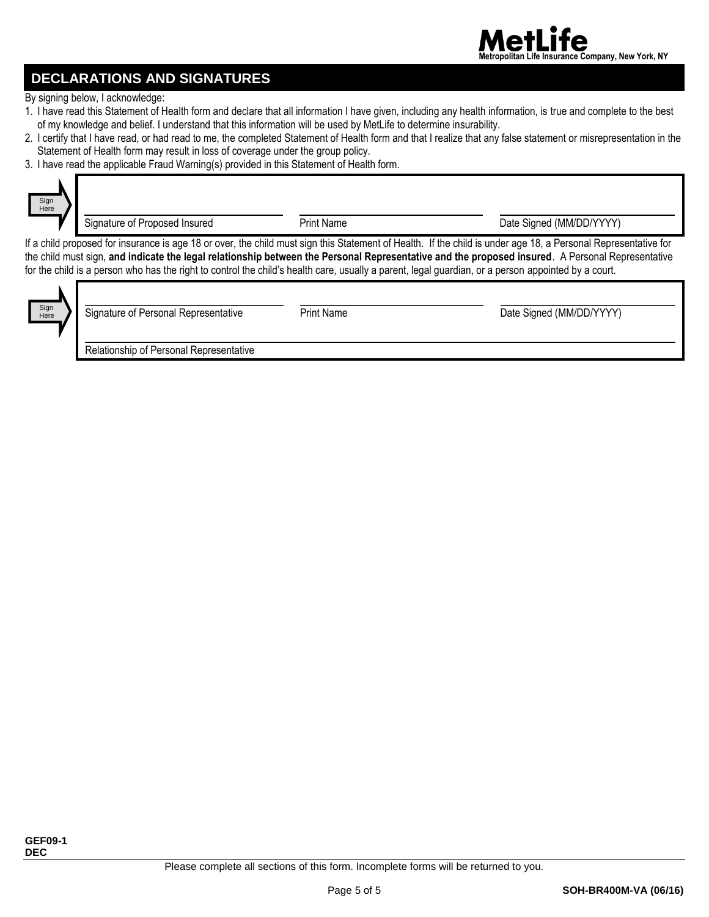## DECLARATIONS AND SIGNATURES

By signing below, I acknowledge:

1. I have read this Statement of Health form and declare that all information I have given, including any health information, is true and complete to the best of my knowledge and belief. I understand that this information will be used by MetLife to determine insurability.
2. I certify that I have read, or had read to me, the completed Statement of Health form and that I realize that any false statement or misrepresentation in the Statement of Health form may result in loss of coverage under the group policy.
3. I have read the applicable Fraud Warning(s) provided in this Statement of Health form.

Sign Here

| Signature of Proposed Insured | Print Name | Date Signed (MM/DD/YYYY) |
|---|---|---|
| | | |

If a child proposed for insurance is age 18 or over, the child must sign this Statement of Health. If the child is under age 18, a Personal Representative for the child must sign, **and indicate the legal relationship between the Personal Representative and the proposed insured**. A Personal Representative for the child is a person who has the right to control the child's health care, usually a parent, legal guardian, or a person appointed by a court.

Sign Here

| Signature of Personal Representative | Print Name | Date Signed (MM/DD/YYYY) |
|---|---|---|
| | | |

Relationship of Personal Representative

**GEF09-1**
**DEC**

Please complete all sections of this form. Incomplete forms will be returned to you.

**SOH-BR400M-VA (06/16)**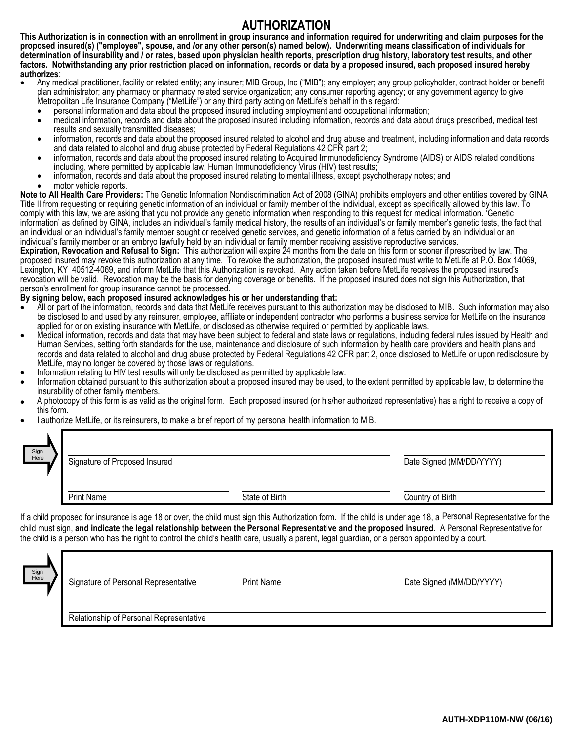# AUTHORIZATION

**This Authorization is in connection with an enrollment in group insurance and information required for underwriting and claim purposes for the proposed insured(s) ("employee", spouse, and /or any other person(s) named below). Underwriting means classification of individuals for determination of insurability and / or rates, based upon physician health reports, prescription drug history, laboratory test results, and other factors. Notwithstanding any prior restriction placed on information, records or data by a proposed insured, each proposed insured hereby authorizes**:

- Any medical practitioner, facility or related entity; any insurer; MIB Group, Inc ("MIB"); any employer; any group policyholder, contract holder or benefit plan administrator; any pharmacy or pharmacy related service organization; any consumer reporting agency; or any government agency to give Metropolitan Life Insurance Company ("MetLife") or any third party acting on MetLife's behalf in this regard:
  - personal information and data about the proposed insured including employment and occupational information;
  - medical information, records and data about the proposed insured including information, records and data about drugs prescribed, medical test results and sexually transmitted diseases;
  - information, records and data about the proposed insured related to alcohol and drug abuse and treatment, including information and data records and data related to alcohol and drug abuse protected by Federal Regulations 42 CFR part 2;
  - information, records and data about the proposed insured relating to Acquired Immunodeficiency Syndrome (AIDS) or AIDS related conditions including, where permitted by applicable law, Human Immunodeficiency Virus (HIV) test results;
  - information, records and data about the proposed insured relating to mental illness, except psychotherapy notes; and
  - motor vehicle reports.

**Note to All Health Care Providers:** The Genetic Information Nondiscrimination Act of 2008 (GINA) prohibits employers and other entities covered by GINA Title II from requesting or requiring genetic information of an individual or family member of the individual, except as specifically allowed by this law. To comply with this law, we are asking that you not provide any genetic information when responding to this request for medical information. 'Genetic information' as defined by GINA, includes an individual's family medical history, the results of an individual's or family member's genetic tests, the fact that an individual or an individual's family member sought or received genetic services, and genetic information of a fetus carried by an individual or an individual's family member or an embryo lawfully held by an individual or family member receiving assistive reproductive services.

**Expiration, Revocation and Refusal to Sign:** This authorization will expire 24 months from the date on this form or sooner if prescribed by law. The proposed insured may revoke this authorization at any time. To revoke the authorization, the proposed insured must write to MetLife at P.O. Box 14069, Lexington, KY 40512-4069, and inform MetLife that this Authorization is revoked. Any action taken before MetLife receives the proposed insured's revocation will be valid. Revocation may be the basis for denying coverage or benefits. If the proposed insured does not sign this Authorization, that person's enrollment for group insurance cannot be processed.

**By signing below, each proposed insured acknowledges his or her understanding that:**

- All or part of the information, records and data that MetLife receives pursuant to this authorization may be disclosed to MIB. Such information may also be disclosed to and used by any reinsurer, employee, affiliate or independent contractor who performs a business service for MetLife on the insurance applied for or on existing insurance with MetLife, or disclosed as otherwise required or permitted by applicable laws.
- Medical information, records and data that may have been subject to federal and state laws or regulations, including federal rules issued by Health and Human Services, setting forth standards for the use, maintenance and disclosure of such information by health care providers and health plans and records and data related to alcohol and drug abuse protected by Federal Regulations 42 CFR part 2, once disclosed to MetLife or upon redisclosure by MetLife, may no longer be covered by those laws or regulations.
- Information relating to HIV test results will only be disclosed as permitted by applicable law.
- Information obtained pursuant to this authorization about a proposed insured may be used, to the extent permitted by applicable law, to determine the insurability of other family members.
- A photocopy of this form is as valid as the original form. Each proposed insured (or his/her authorized representative) has a right to receive a copy of this form.
- I authorize MetLife, or its reinsurers, to make a brief report of my personal health information to MIB.

Sign Here

Signature of Proposed Insured _______________ Date Signed (MM/DD/YYYY) _______________

Print Name _______________ State of Birth _______________ Country of Birth _______________

If a child proposed for insurance is age 18 or over, the child must sign this Authorization form. If the child is under age 18, a Personal Representative for the child must sign, **and indicate the legal relationship between the Personal Representative and the proposed insured**. A Personal Representative for the child is a person who has the right to control the child's health care, usually a parent, legal guardian, or a person appointed by a court.

Sign Here

Signature of Personal Representative _______________ Print Name _______________ Date Signed (MM/DD/YYYY) _______________

Relationship of Personal Representative _______________

AUTH-XDP110M-NW (06/16)